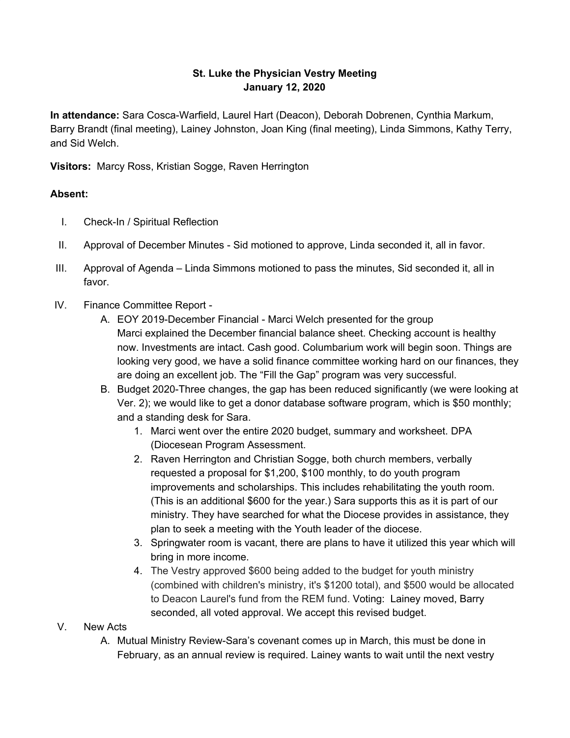**St. Luke the Physician Vestry Meeting**
**January 12, 2020**

**In attendance:** Sara Cosca-Warfield, Laurel Hart (Deacon), Deborah Dobrenen, Cynthia Markum, Barry Brandt (final meeting), Lainey Johnston, Joan King (final meeting), Linda Simmons, Kathy Terry, and Sid Welch.

**Visitors:** Marcy Ross, Kristian Sogge, Raven Herrington

**Absent:**

I. Check-In / Spiritual Reflection

II. Approval of December Minutes - Sid motioned to approve, Linda seconded it, all in favor.

III. Approval of Agenda – Linda Simmons motioned to pass the minutes, Sid seconded it, all in favor.

IV. Finance Committee Report -

   A. EOY 2019-December Financial - Marci Welch presented for the group
   Marci explained the December financial balance sheet. Checking account is healthy now. Investments are intact. Cash good. Columbarium work will begin soon. Things are looking very good, we have a solid finance committee working hard on our finances, they are doing an excellent job. The "Fill the Gap" program was very successful.

   B. Budget 2020-Three changes, the gap has been reduced significantly (we were looking at Ver. 2); we would like to get a donor database software program, which is $50 monthly; and a standing desk for Sara.

      1. Marci went over the entire 2020 budget, summary and worksheet. DPA (Diocesean Program Assessment.
      2. Raven Herrington and Christian Sogge, both church members, verbally requested a proposal for $1,200, $100 monthly, to do youth program improvements and scholarships. This includes rehabilitating the youth room. (This is an additional $600 for the year.) Sara supports this as it is part of our ministry. They have searched for what the Diocese provides in assistance, they plan to seek a meeting with the Youth leader of the diocese.
      3. Springwater room is vacant, there are plans to have it utilized this year which will bring in more income.
      4. The Vestry approved $600 being added to the budget for youth ministry (combined with children's ministry, it's $1200 total), and $500 would be allocated to Deacon Laurel's fund from the REM fund. Voting: Lainey moved, Barry seconded, all voted approval. We accept this revised budget.

V. New Acts

   A. Mutual Ministry Review-Sara's covenant comes up in March, this must be done in February, as an annual review is required. Lainey wants to wait until the next vestry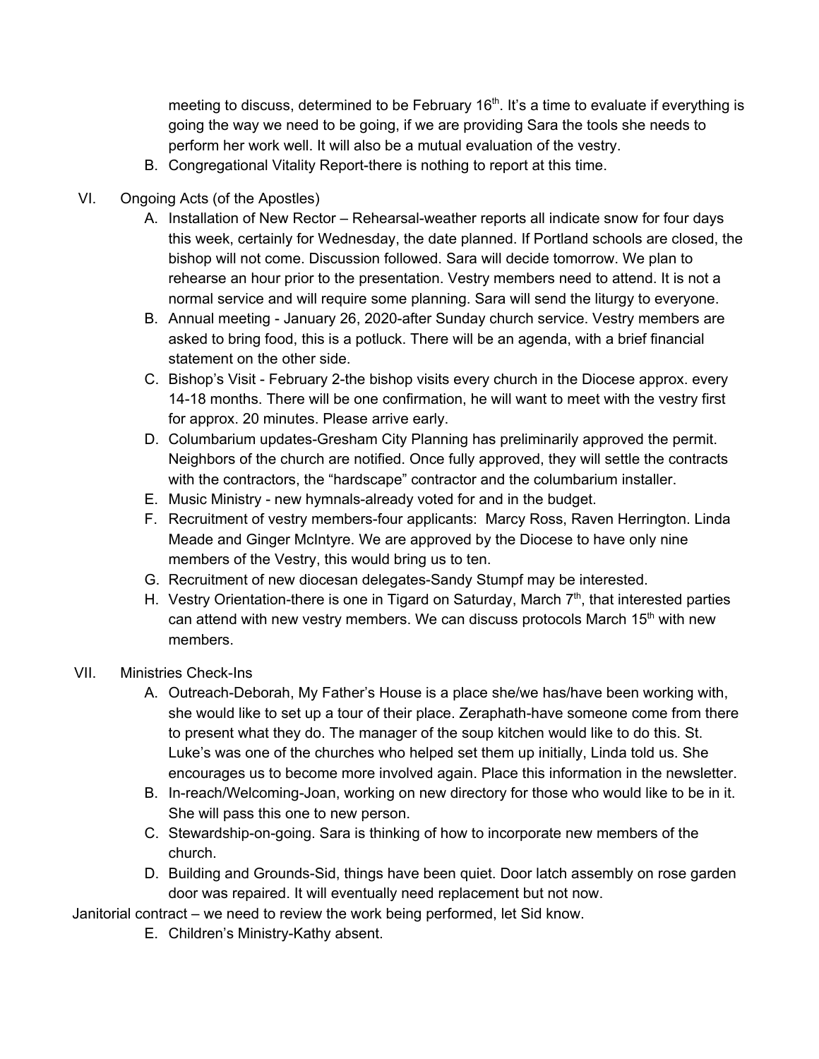meeting to discuss, determined to be February 16th. It's a time to evaluate if everything is going the way we need to be going, if we are providing Sara the tools she needs to perform her work well. It will also be a mutual evaluation of the vestry.

B. Congregational Vitality Report-there is nothing to report at this time.

VI. Ongoing Acts (of the Apostles)

A. Installation of New Rector – Rehearsal-weather reports all indicate snow for four days this week, certainly for Wednesday, the date planned. If Portland schools are closed, the bishop will not come. Discussion followed. Sara will decide tomorrow. We plan to rehearse an hour prior to the presentation. Vestry members need to attend. It is not a normal service and will require some planning. Sara will send the liturgy to everyone.

B. Annual meeting - January 26, 2020-after Sunday church service. Vestry members are asked to bring food, this is a potluck. There will be an agenda, with a brief financial statement on the other side.

C. Bishop's Visit - February 2-the bishop visits every church in the Diocese approx. every 14-18 months. There will be one confirmation, he will want to meet with the vestry first for approx. 20 minutes. Please arrive early.

D. Columbarium updates-Gresham City Planning has preliminarily approved the permit. Neighbors of the church are notified. Once fully approved, they will settle the contracts with the contractors, the "hardscape" contractor and the columbarium installer.

E. Music Ministry - new hymnals-already voted for and in the budget.

F. Recruitment of vestry members-four applicants: Marcy Ross, Raven Herrington. Linda Meade and Ginger McIntyre. We are approved by the Diocese to have only nine members of the Vestry, this would bring us to ten.

G. Recruitment of new diocesan delegates-Sandy Stumpf may be interested.

H. Vestry Orientation-there is one in Tigard on Saturday, March 7th, that interested parties can attend with new vestry members. We can discuss protocols March 15th with new members.

VII. Ministries Check-Ins

A. Outreach-Deborah, My Father's House is a place she/we has/have been working with, she would like to set up a tour of their place. Zeraphath-have someone come from there to present what they do. The manager of the soup kitchen would like to do this. St. Luke's was one of the churches who helped set them up initially, Linda told us. She encourages us to become more involved again. Place this information in the newsletter.

B. In-reach/Welcoming-Joan, working on new directory for those who would like to be in it. She will pass this one to new person.

C. Stewardship-on-going. Sara is thinking of how to incorporate new members of the church.

D. Building and Grounds-Sid, things have been quiet. Door latch assembly on rose garden door was repaired. It will eventually need replacement but not now.

Janitorial contract – we need to review the work being performed, let Sid know.

E. Children's Ministry-Kathy absent.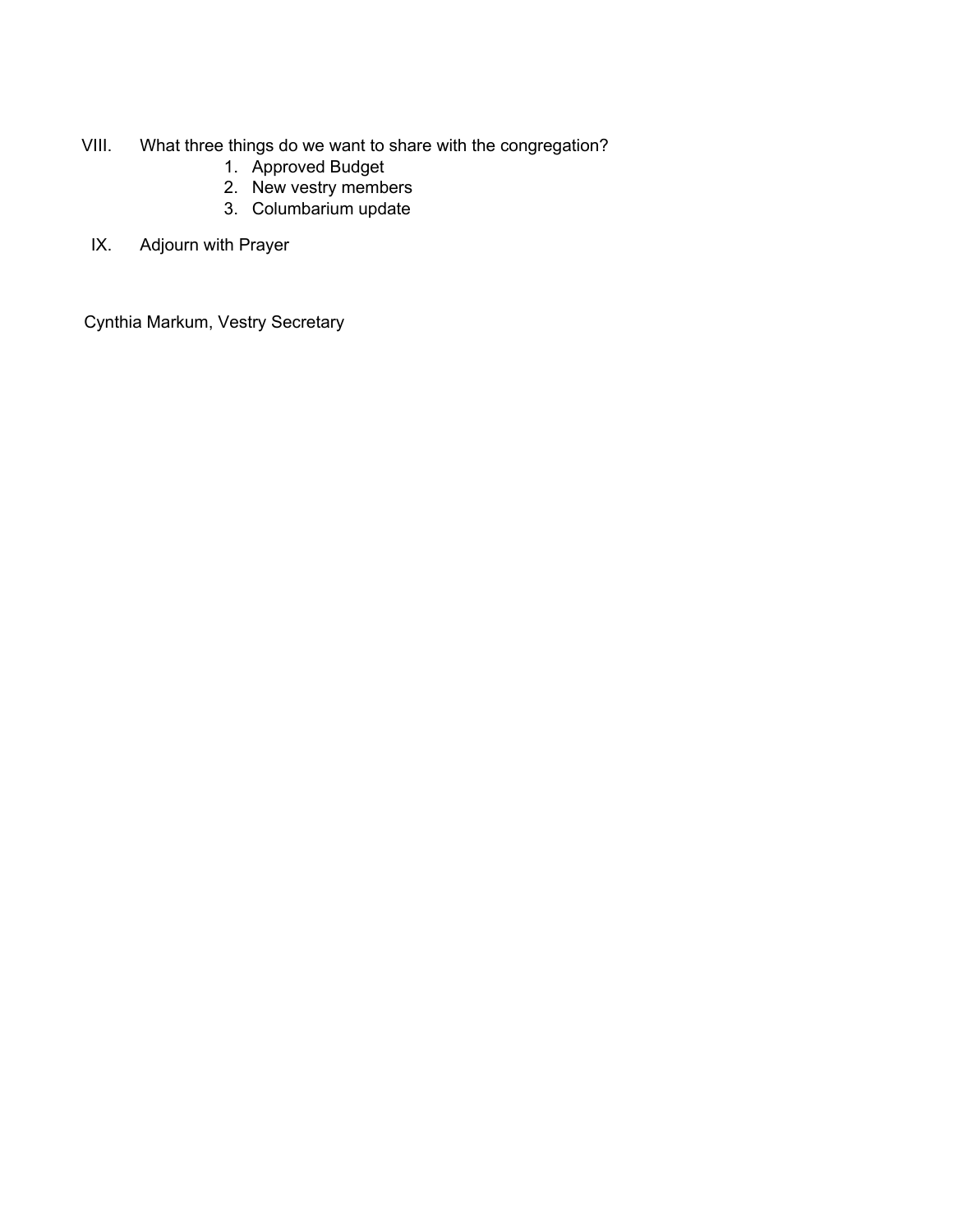VIII. What three things do we want to share with the congregation?

1. Approved Budget
2. New vestry members
3. Columbarium update

IX. Adjourn with Prayer

Cynthia Markum, Vestry Secretary